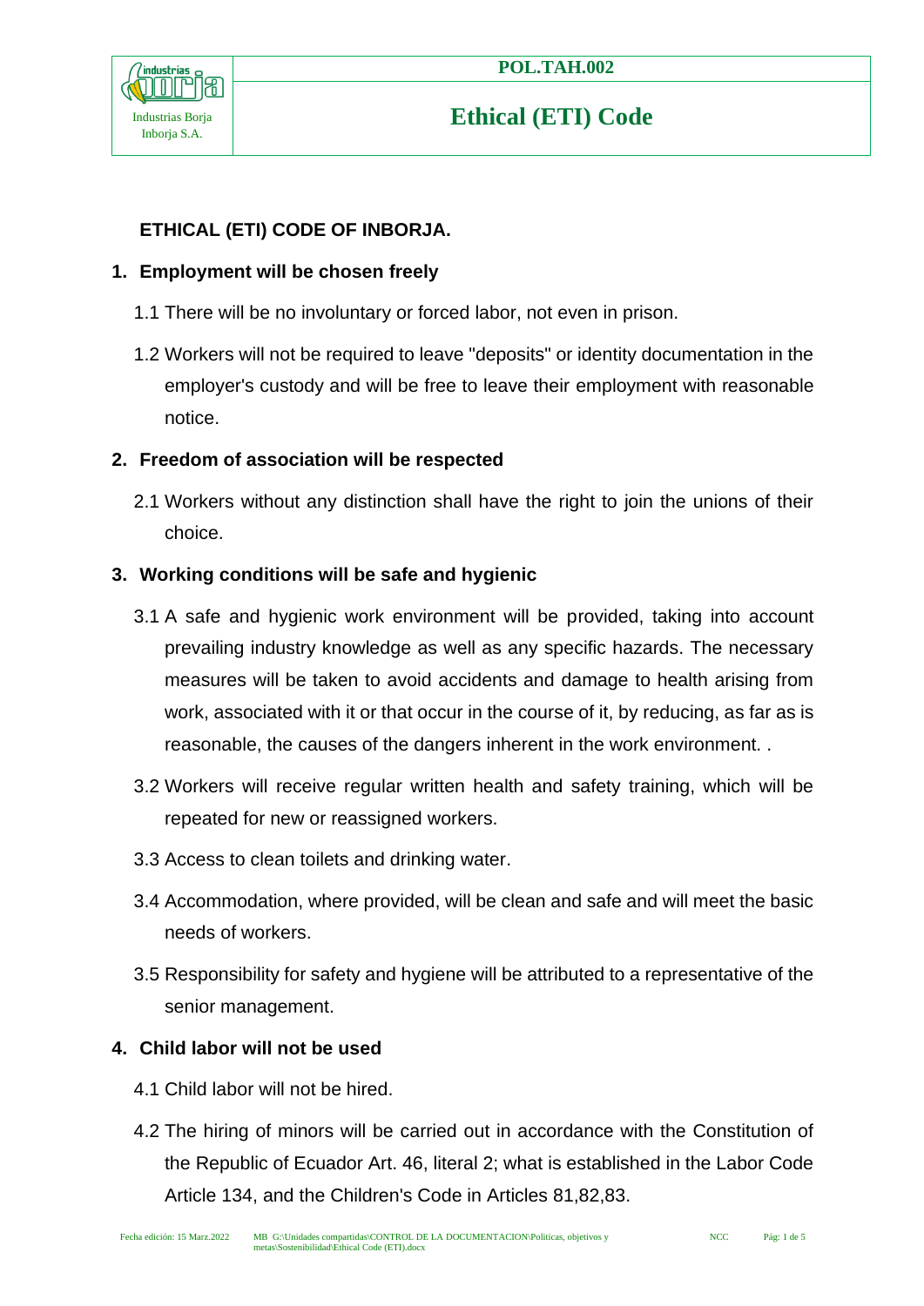# ETHICAL (ETI) CODE OF INBORJA.

## 1. Employment will be chosen freely

1.1 There will be no involuntary or forced labor, not even in prison.

1.2 Workers will not be required to leave "deposits" or identity documentation in the employer's custody and will be free to leave their employment with reasonable notice.

## 2. Freedom of association will be respected

2.1 Workers without any distinction shall have the right to join the unions of their choice.

## 3. Working conditions will be safe and hygienic

3.1 A safe and hygienic work environment will be provided, taking into account prevailing industry knowledge as well as any specific hazards. The necessary measures will be taken to avoid accidents and damage to health arising from work, associated with it or that occur in the course of it, by reducing, as far as is reasonable, the causes of the dangers inherent in the work environment. .

3.2 Workers will receive regular written health and safety training, which will be repeated for new or reassigned workers.

3.3 Access to clean toilets and drinking water.

3.4 Accommodation, where provided, will be clean and safe and will meet the basic needs of workers.

3.5 Responsibility for safety and hygiene will be attributed to a representative of the senior management.

## 4. Child labor will not be used

4.1 Child labor will not be hired.

4.2 The hiring of minors will be carried out in accordance with the Constitution of the Republic of Ecuador Art. 46, literal 2; what is established in the Labor Code Article 134, and the Children's Code in Articles 81,82,83.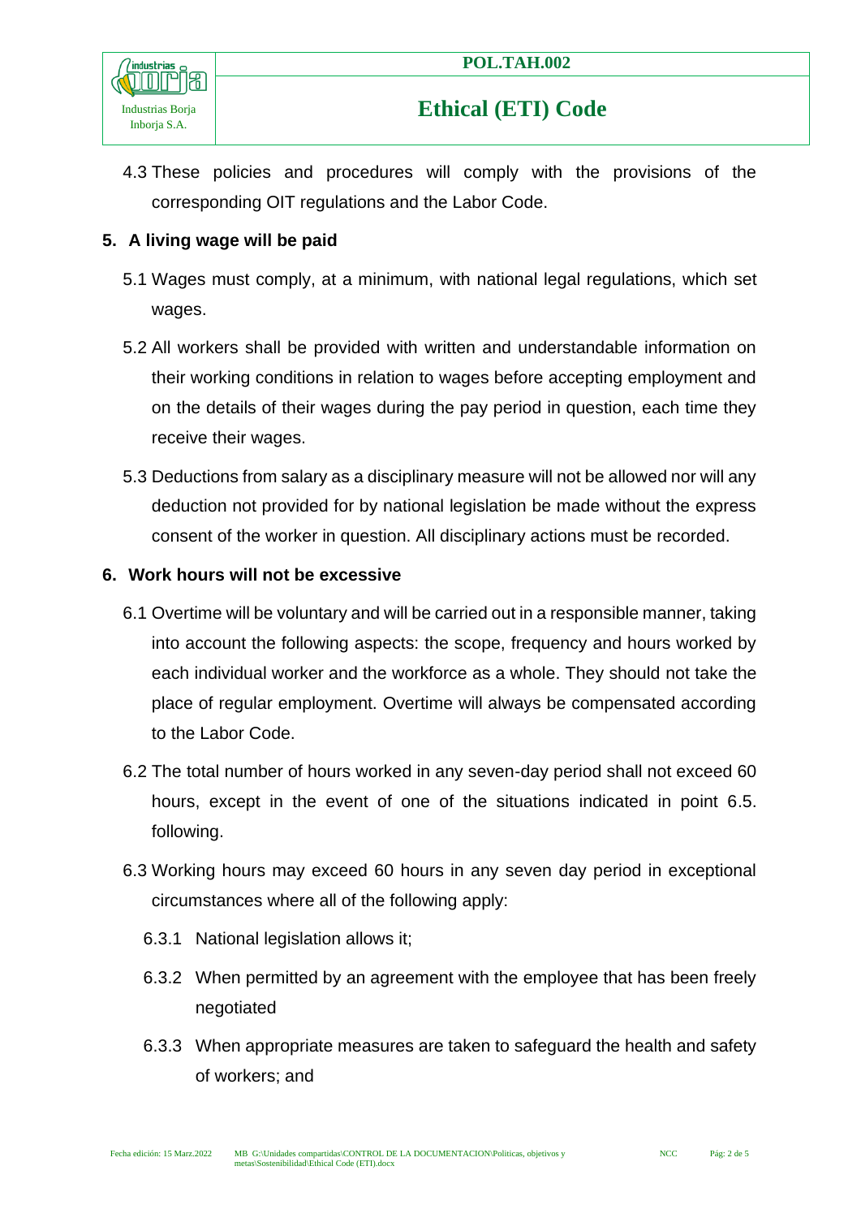4.3 These policies and procedures will comply with the provisions of the corresponding OIT regulations and the Labor Code.

## 5. A living wage will be paid

5.1 Wages must comply, at a minimum, with national legal regulations, which set wages.

5.2 All workers shall be provided with written and understandable information on their working conditions in relation to wages before accepting employment and on the details of their wages during the pay period in question, each time they receive their wages.

5.3 Deductions from salary as a disciplinary measure will not be allowed nor will any deduction not provided for by national legislation be made without the express consent of the worker in question. All disciplinary actions must be recorded.

## 6. Work hours will not be excessive

6.1 Overtime will be voluntary and will be carried out in a responsible manner, taking into account the following aspects: the scope, frequency and hours worked by each individual worker and the workforce as a whole. They should not take the place of regular employment. Overtime will always be compensated according to the Labor Code.

6.2 The total number of hours worked in any seven-day period shall not exceed 60 hours, except in the event of one of the situations indicated in point 6.5. following.

6.3 Working hours may exceed 60 hours in any seven day period in exceptional circumstances where all of the following apply:

6.3.1 National legislation allows it;

6.3.2 When permitted by an agreement with the employee that has been freely negotiated

6.3.3 When appropriate measures are taken to safeguard the health and safety of workers; and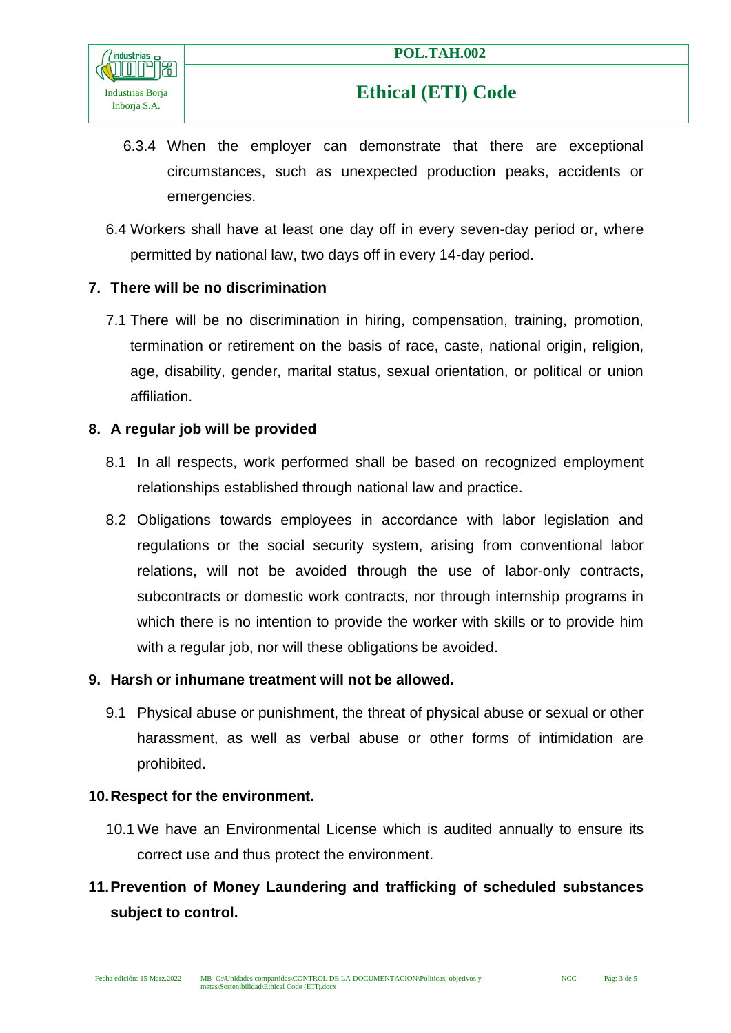6.3.4 When the employer can demonstrate that there are exceptional circumstances, such as unexpected production peaks, accidents or emergencies.

6.4 Workers shall have at least one day off in every seven-day period or, where permitted by national law, two days off in every 14-day period.

## 7. There will be no discrimination

7.1 There will be no discrimination in hiring, compensation, training, promotion, termination or retirement on the basis of race, caste, national origin, religion, age, disability, gender, marital status, sexual orientation, or political or union affiliation.

## 8. A regular job will be provided

8.1 In all respects, work performed shall be based on recognized employment relationships established through national law and practice.

8.2 Obligations towards employees in accordance with labor legislation and regulations or the social security system, arising from conventional labor relations, will not be avoided through the use of labor-only contracts, subcontracts or domestic work contracts, nor through internship programs in which there is no intention to provide the worker with skills or to provide him with a regular job, nor will these obligations be avoided.

## 9. Harsh or inhumane treatment will not be allowed.

9.1 Physical abuse or punishment, the threat of physical abuse or sexual or other harassment, as well as verbal abuse or other forms of intimidation are prohibited.

## 10. Respect for the environment.

10.1 We have an Environmental License which is audited annually to ensure its correct use and thus protect the environment.

## 11. Prevention of Money Laundering and trafficking of scheduled substances subject to control.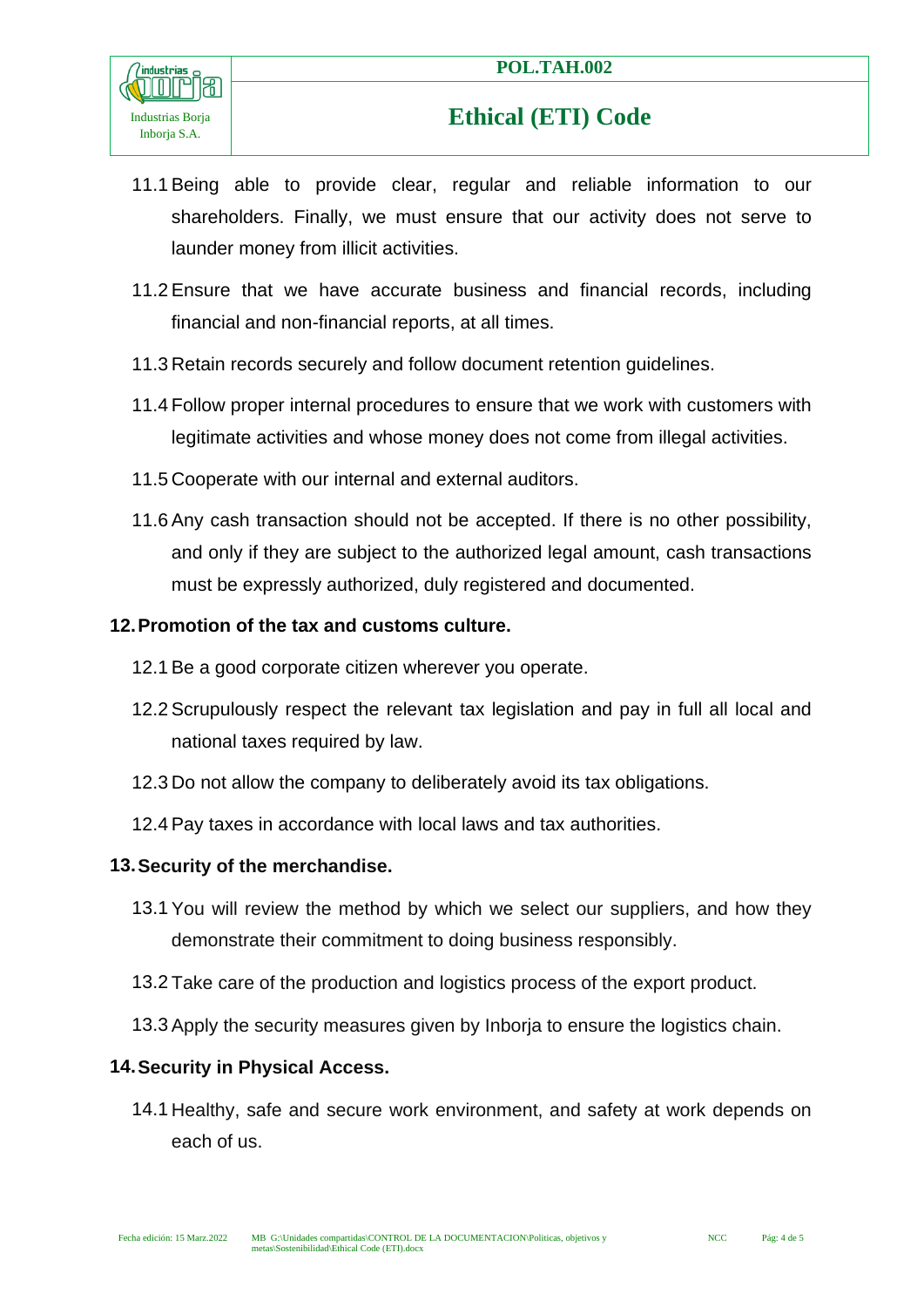11.1 Being able to provide clear, regular and reliable information to our shareholders. Finally, we must ensure that our activity does not serve to launder money from illicit activities.

11.2 Ensure that we have accurate business and financial records, including financial and non-financial reports, at all times.

11.3 Retain records securely and follow document retention guidelines.

11.4 Follow proper internal procedures to ensure that we work with customers with legitimate activities and whose money does not come from illegal activities.

11.5 Cooperate with our internal and external auditors.

11.6 Any cash transaction should not be accepted. If there is no other possibility, and only if they are subject to the authorized legal amount, cash transactions must be expressly authorized, duly registered and documented.

## 12. Promotion of the tax and customs culture.

12.1 Be a good corporate citizen wherever you operate.

12.2 Scrupulously respect the relevant tax legislation and pay in full all local and national taxes required by law.

12.3 Do not allow the company to deliberately avoid its tax obligations.

12.4 Pay taxes in accordance with local laws and tax authorities.

## 13. Security of the merchandise.

13.1 You will review the method by which we select our suppliers, and how they demonstrate their commitment to doing business responsibly.

13.2 Take care of the production and logistics process of the export product.

13.3 Apply the security measures given by Inborja to ensure the logistics chain.

## 14. Security in Physical Access.

14.1 Healthy, safe and secure work environment, and safety at work depends on each of us.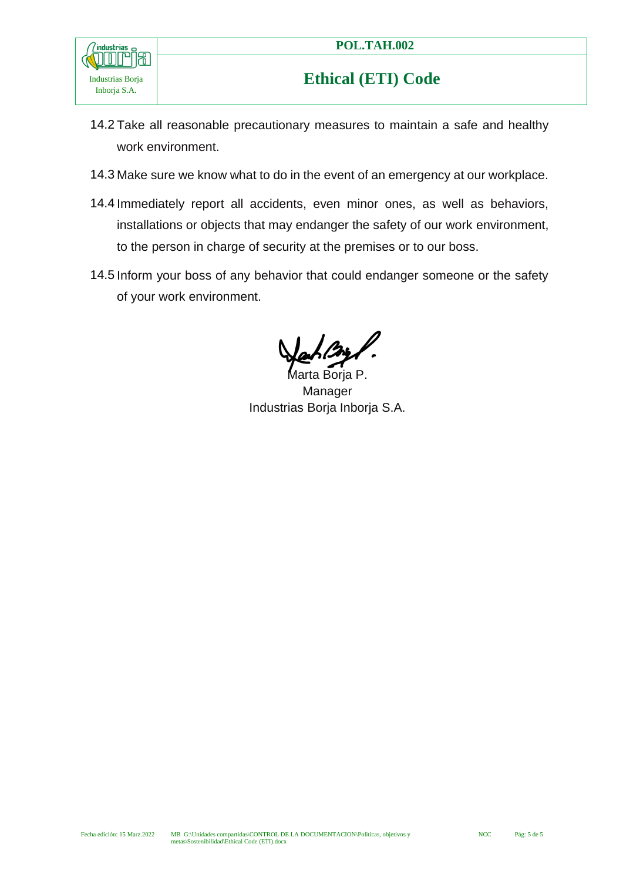14.2 Take all reasonable precautionary measures to maintain a safe and healthy work environment.

14.3 Make sure we know what to do in the event of an emergency at our workplace.

14.4 Immediately report all accidents, even minor ones, as well as behaviors, installations or objects that may endanger the safety of our work environment, to the person in charge of security at the premises or to our boss.

14.5 Inform your boss of any behavior that could endanger someone or the safety of your work environment.

Marta Borja P.
Manager
Industrias Borja Inborja S.A.